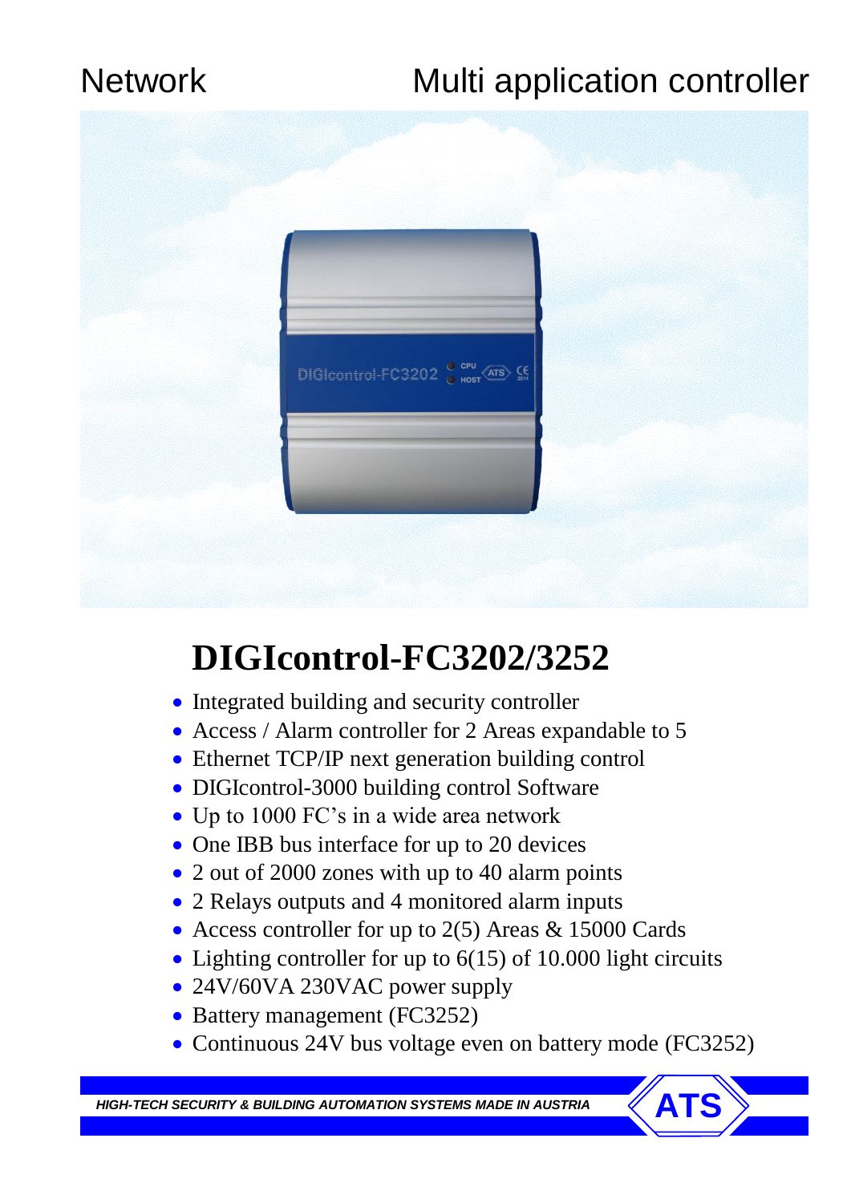Network Multi application controller

# DIGIcontrol-FC3202/3252

- Integrated building and security controller
- Access / Alarm controller for 2 Areas expandable to 5
- Ethernet TCP/IP next generation building control
- DIGIcontrol-3000 building control Software
- Up to 1000 FC's in a wide area network
- One IBB bus interface for up to 20 devices
- 2 out of 2000 zones with up to 40 alarm points
- 2 Relays outputs and 4 monitored alarm inputs
- Access controller for up to 2(5) Areas & 15000 Cards
- Lighting controller for up to 6(15) of 10.000 light circuits
- 24V/60VA 230VAC power supply
- Battery management (FC3252)
- Continuous 24V bus voltage even on battery mode (FC3252)

***HIGH-TECH SECURITY & BUILDING AUTOMATION SYSTEMS MADE IN AUSTRIA*** **ATS**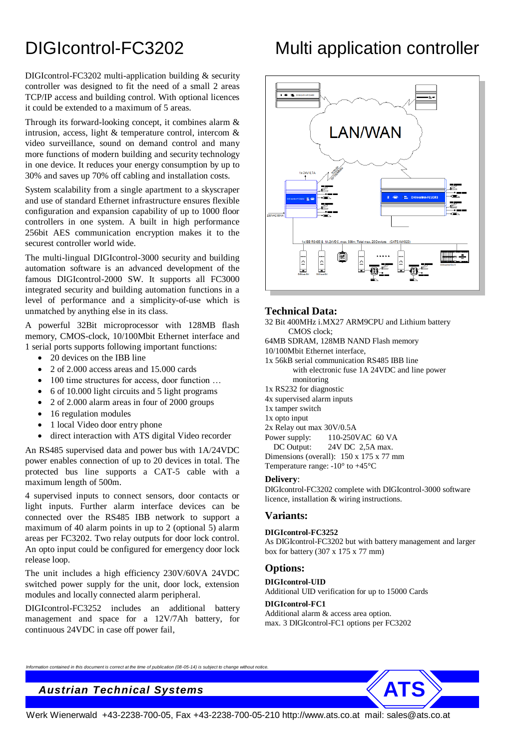# DIGIcontrol-FC3202 Multi application controller

DIGIcontrol-FC3202 multi-application building & security controller was designed to fit the need of a small 2 areas TCP/IP access and building control. With optional licences it could be extended to a maximum of 5 areas.

Through its forward-looking concept, it combines alarm & intrusion, access, light & temperature control, intercom & video surveillance, sound on demand control and many more functions of modern building and security technology in one device. It reduces your energy consumption by up to 30% and saves up 70% off cabling and installation costs.

System scalability from a single apartment to a skyscraper and use of standard Ethernet infrastructure ensures flexible configuration and expansion capability of up to 1000 floor controllers in one system. A built in high performance 256bit AES communication encryption makes it to the securest controller world wide.

The multi-lingual DIGIcontrol-3000 security and building automation software is an advanced development of the famous DIGIcontrol-2000 SW. It supports all FC3000 integrated security and building automation functions in a level of performance and a simplicity-of-use which is unmatched by anything else in its class.

A powerful 32Bit microprocessor with 128MB flash memory, CMOS-clock, 10/100Mbit Ethernet interface and 1 serial ports supports following important functions:

- 20 devices on the IBB line
- 2 of 2.000 access areas and 15.000 cards
- 100 time structures for access, door function …
- 6 of 10.000 light circuits and 5 light programs
- 2 of 2.000 alarm areas in four of 2000 groups
- 16 regulation modules
- 1 local Video door entry phone
- direct interaction with ATS digital Video recorder

An RS485 supervised data and power bus with 1A/24VDC power enables connection of up to 20 devices in total. The protected bus line supports a CAT-5 cable with a maximum length of 500m.

4 supervised inputs to connect sensors, door contacts or light inputs. Further alarm interface devices can be connected over the RS485 IBB network to support a maximum of 40 alarm points in up to 2 (optional 5) alarm areas per FC3202. Two relay outputs for door lock control. An opto input could be configured for emergency door lock release loop.

The unit includes a high efficiency 230V/60VA 24VDC switched power supply for the unit, door lock, extension modules and locally connected alarm peripheral.

DIGIcontrol-FC3252 includes an additional battery management and space for a 12V/7Ah battery, for continuous 24VDC in case off power fail,

LAN/WAN

1x 24V 6,7A

230VAC 60VA

1x IBB RS485 & 1A 24VDC, max 500m, Total max 20 Devices (CAT5 AWG23)

## Technical Data:

32 Bit 400MHz i.MX27 ARM9CPU and Lithium battery CMOS clock;
64MB SDRAM, 128MB NAND Flash memory
10/100Mbit Ethernet interface,
1x 56kB serial communication RS485 IBB line with electronic fuse 1A 24VDC and line power monitoring
1x RS232 for diagnostic
4x supervised alarm inputs
1x tamper switch
1x opto input
2x Relay out max 30V/0.5A
Power supply: 110-250VAC 60 VA
DC Output: 24V DC 2,5A max.
Dimensions (overall): 150 x 175 x 77 mm
Temperature range: -10° to +45°C

**Delivery**:
DIGIcontrol-FC3202 complete with DIGIcontrol-3000 software licence, installation & wiring instructions.

## Variants:

**DIGIcontrol-FC3252**
As DIGIcontrol-FC3202 but with battery management and larger box for battery (307 x 175 x 77 mm)

## Options:

**DIGIcontrol-UID**
Additional UID verification for up to 15000 Cards

**DIGIcontrol-FC1**
Additional alarm & access area option.
max. 3 DIGIcontrol-FC1 options per FC3202

*Information contained in this document is correct at the time of publication (08-05-14) is subject to change without notice.*

***Austrian Technical Systems*** ATS

Werk Wienerwald +43-2238-700-05, Fax +43-2238-700-05-210 http://www.ats.co.at mail: sales@ats.co.at